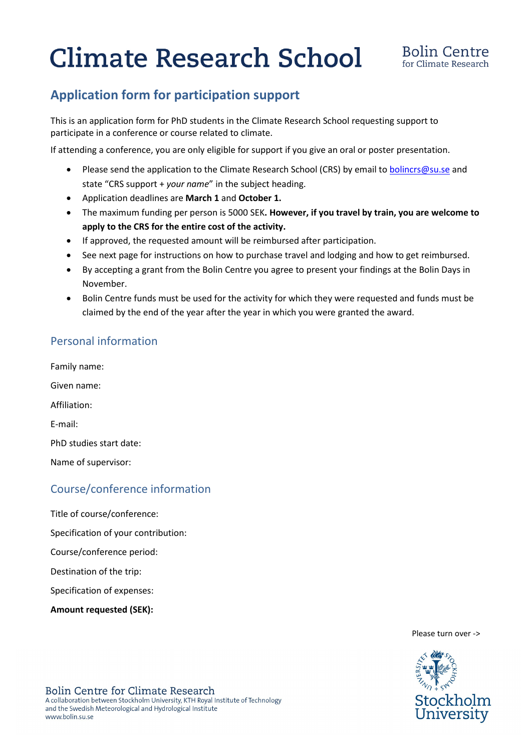# Climate Research School

Bolin Centre for Climate Research

## Application form for participation support

This is an application form for PhD students in the Climate Research School requesting support to participate in a conference or course related to climate.

If attending a conference, you are only eligible for support if you give an oral or poster presentation.

- Please send the application to the Climate Research School (CRS) by email to bolincrs@su.se and state "CRS support + *your name*" in the subject heading.
- Application deadlines are **March 1** and **October 1.**
- The maximum funding per person is 5000 SEK**. However, if you travel by train, you are welcome to apply to the CRS for the entire cost of the activity.**
- If approved, the requested amount will be reimbursed after participation.
- See next page for instructions on how to purchase travel and lodging and how to get reimbursed.
- By accepting a grant from the Bolin Centre you agree to present your findings at the Bolin Days in November.
- Bolin Centre funds must be used for the activity for which they were requested and funds must be claimed by the end of the year after the year in which you were granted the award.

### Personal information

Family name:

Given name:

Affiliation:

E-mail:

PhD studies start date:

Name of supervisor:

### Course/conference information

Title of course/conference:

Specification of your contribution:

Course/conference period:

Destination of the trip:

Specification of expenses:

**Amount requested (SEK):**

Please turn over ->

Bolin Centre for Climate Research
A collaboration between Stockholm University, KTH Royal Institute of Technology and the Swedish Meteorological and Hydrological Institute
www.bolin.su.se

Stockholm University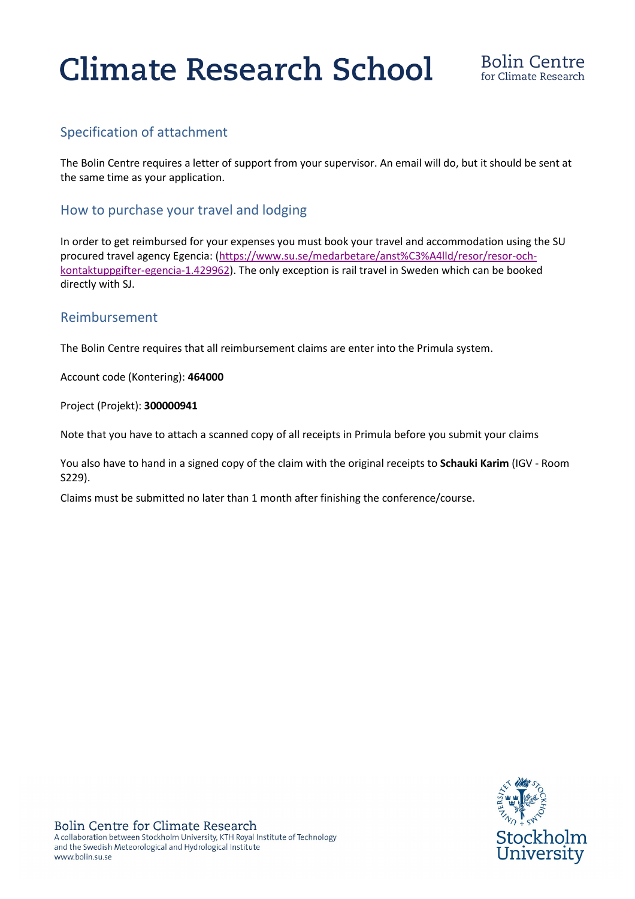## Specification of attachment

The Bolin Centre requires a letter of support from your supervisor. An email will do, but it should be sent at the same time as your application.

## How to purchase your travel and lodging

In order to get reimbursed for your expenses you must book your travel and accommodation using the SU procured travel agency Egencia: ([https://www.su.se/medarbetare/anst%C3%A4lld/resor/resor-och-kontaktuppgifter-egencia-1.429962](https://www.su.se/medarbetare/anst%C3%A4lld/resor/resor-och-kontaktuppgifter-egencia-1.429962)). The only exception is rail travel in Sweden which can be booked directly with SJ.

## Reimbursement

The Bolin Centre requires that all reimbursement claims are enter into the Primula system.

Account code (Kontering): **464000**

Project (Projekt): **300000941**

Note that you have to attach a scanned copy of all receipts in Primula before you submit your claims

You also have to hand in a signed copy of the claim with the original receipts to **Schauki Karim** (IGV - Room S229).

Claims must be submitted no later than 1 month after finishing the conference/course.